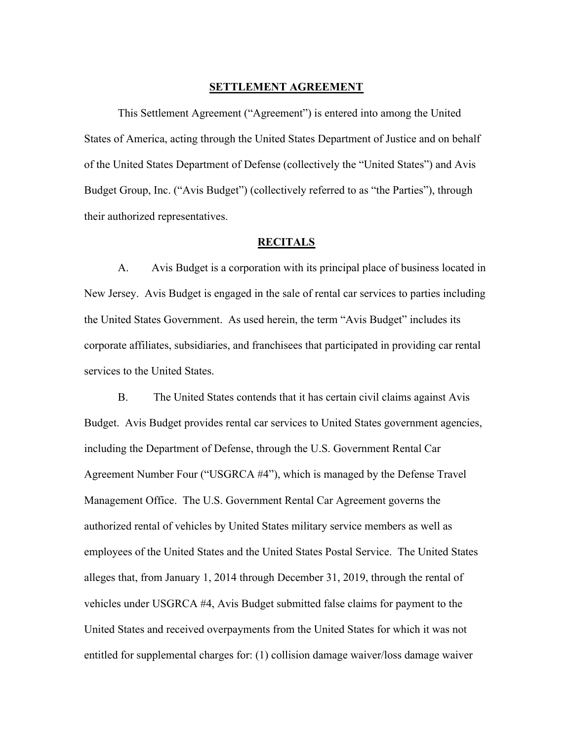## SETTLEMENT AGREEMENT

This Settlement Agreement ("Agreement") is entered into among the United States of America, acting through the United States Department of Justice and on behalf of the United States Department of Defense (collectively the "United States") and Avis Budget Group, Inc. ("Avis Budget") (collectively referred to as "the Parties"), through their authorized representatives.

## RECITALS

A. Avis Budget is a corporation with its principal place of business located in New Jersey. Avis Budget is engaged in the sale of rental car services to parties including the United States Government. As used herein, the term "Avis Budget" includes its corporate affiliates, subsidiaries, and franchisees that participated in providing car rental services to the United States.

B. The United States contends that it has certain civil claims against Avis Budget. Avis Budget provides rental car services to United States government agencies, including the Department of Defense, through the U.S. Government Rental Car Agreement Number Four ("USGRCA #4"), which is managed by the Defense Travel Management Office. The U.S. Government Rental Car Agreement governs the authorized rental of vehicles by United States military service members as well as employees of the United States and the United States Postal Service. The United States alleges that, from January 1, 2014 through December 31, 2019, through the rental of vehicles under USGRCA #4, Avis Budget submitted false claims for payment to the United States and received overpayments from the United States for which it was not entitled for supplemental charges for: (1) collision damage waiver/loss damage waiver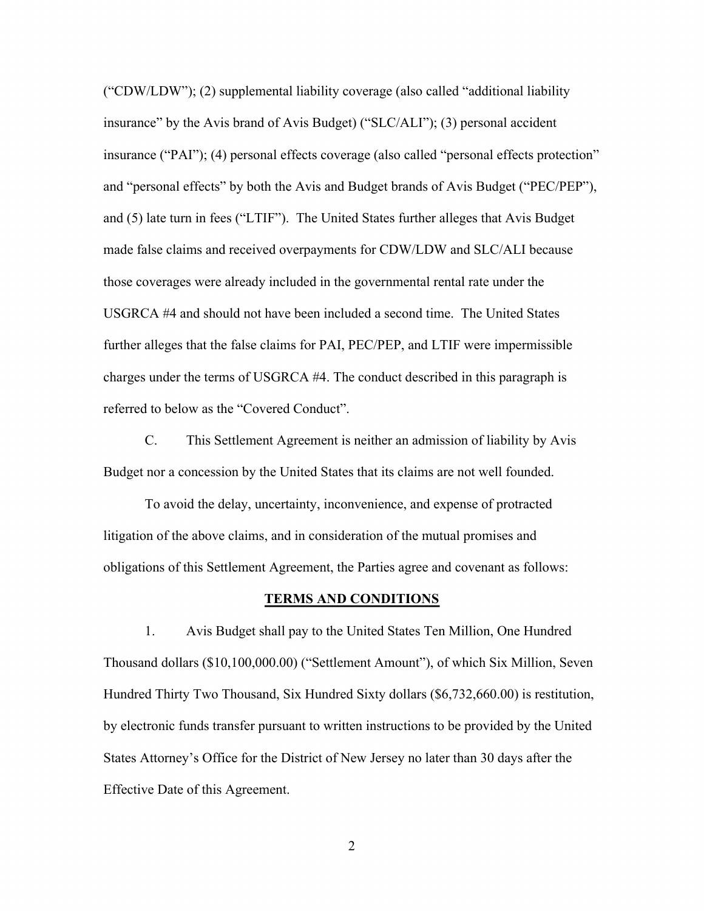("CDW/LDW"); (2) supplemental liability coverage (also called "additional liability insurance" by the Avis brand of Avis Budget) ("SLC/ALI"); (3) personal accident insurance ("PAI"); (4) personal effects coverage (also called "personal effects protection" and "personal effects" by both the Avis and Budget brands of Avis Budget ("PEC/PEP"), and (5) late turn in fees ("LTIF"). The United States further alleges that Avis Budget made false claims and received overpayments for CDW/LDW and SLC/ALI because those coverages were already included in the governmental rental rate under the USGRCA #4 and should not have been included a second time. The United States further alleges that the false claims for PAI, PEC/PEP, and LTIF were impermissible charges under the terms of USGRCA #4. The conduct described in this paragraph is referred to below as the "Covered Conduct".

C. This Settlement Agreement is neither an admission of liability by Avis Budget nor a concession by the United States that its claims are not well founded.

To avoid the delay, uncertainty, inconvenience, and expense of protracted litigation of the above claims, and in consideration of the mutual promises and obligations of this Settlement Agreement, the Parties agree and covenant as follows:

## TERMS AND CONDITIONS

1. Avis Budget shall pay to the United States Ten Million, One Hundred Thousand dollars ($10,100,000.00) ("Settlement Amount"), of which Six Million, Seven Hundred Thirty Two Thousand, Six Hundred Sixty dollars ($6,732,660.00) is restitution, by electronic funds transfer pursuant to written instructions to be provided by the United States Attorney's Office for the District of New Jersey no later than 30 days after the Effective Date of this Agreement.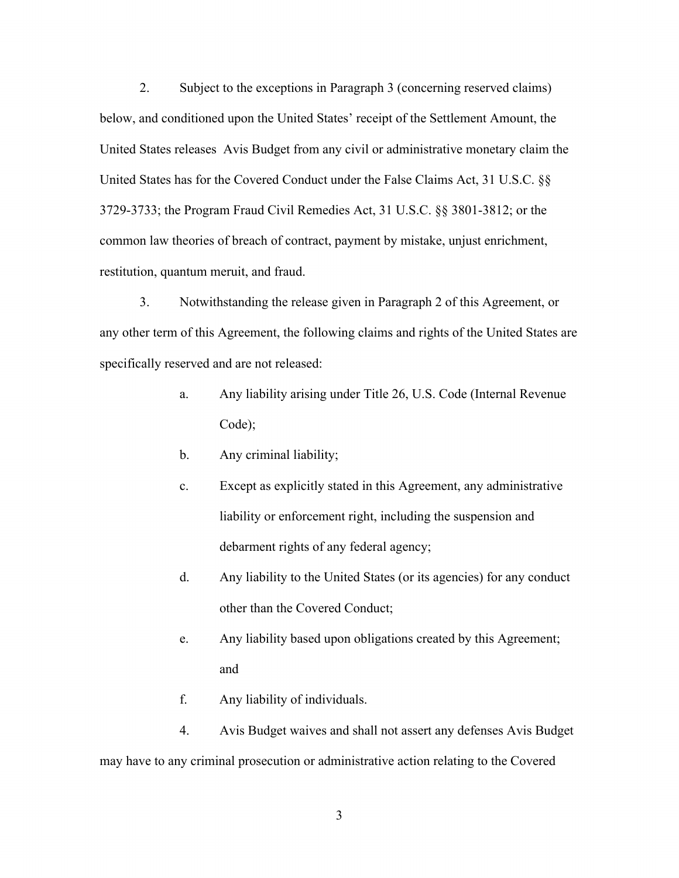2. Subject to the exceptions in Paragraph 3 (concerning reserved claims) below, and conditioned upon the United States' receipt of the Settlement Amount, the United States releases Avis Budget from any civil or administrative monetary claim the United States has for the Covered Conduct under the False Claims Act, 31 U.S.C. §§ 3729-3733; the Program Fraud Civil Remedies Act, 31 U.S.C. §§ 3801-3812; or the common law theories of breach of contract, payment by mistake, unjust enrichment, restitution, quantum meruit, and fraud.

3. Notwithstanding the release given in Paragraph 2 of this Agreement, or any other term of this Agreement, the following claims and rights of the United States are specifically reserved and are not released:

a. Any liability arising under Title 26, U.S. Code (Internal Revenue Code);

b. Any criminal liability;

c. Except as explicitly stated in this Agreement, any administrative liability or enforcement right, including the suspension and debarment rights of any federal agency;

d. Any liability to the United States (or its agencies) for any conduct other than the Covered Conduct;

e. Any liability based upon obligations created by this Agreement; and

f. Any liability of individuals.

4. Avis Budget waives and shall not assert any defenses Avis Budget may have to any criminal prosecution or administrative action relating to the Covered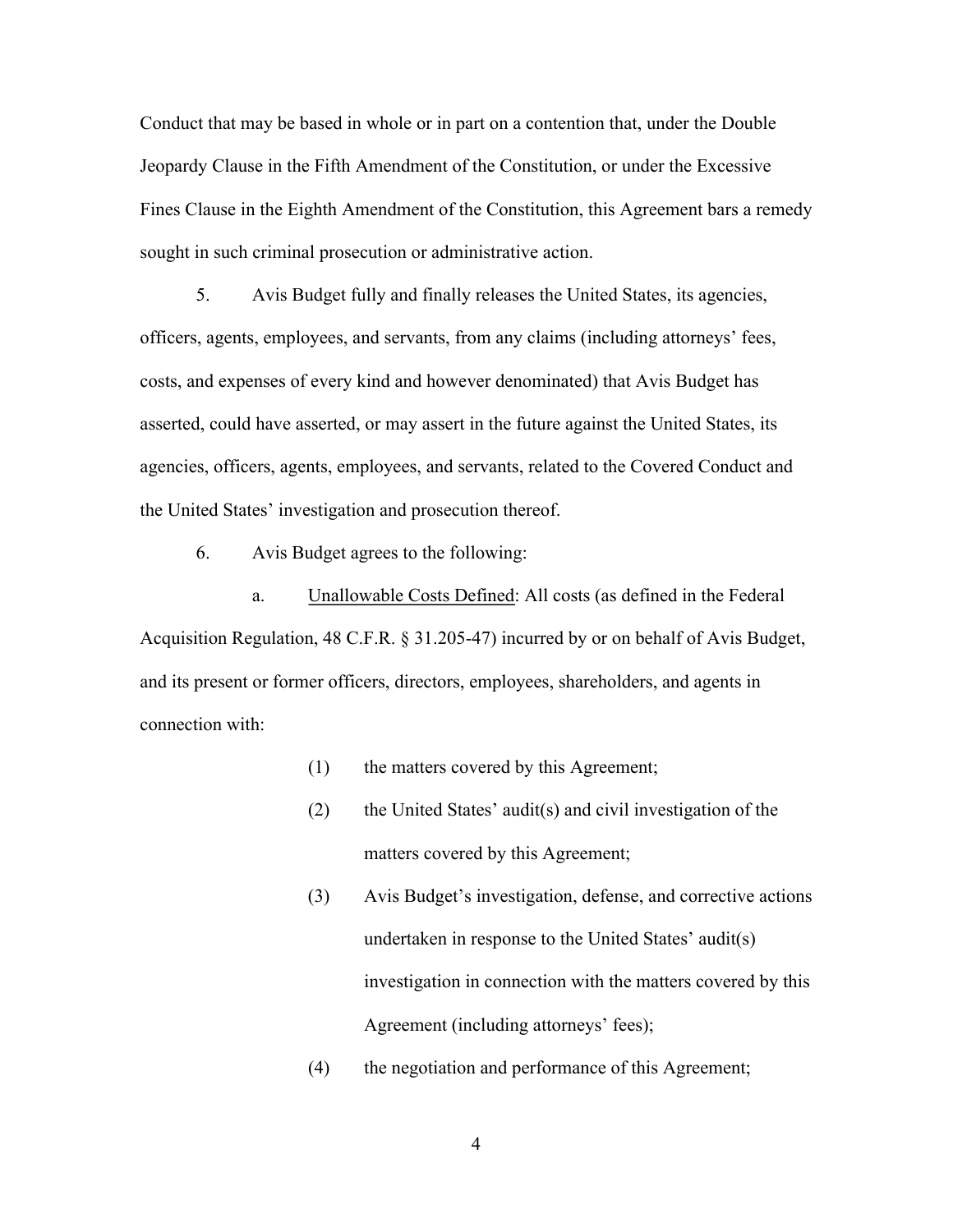Conduct that may be based in whole or in part on a contention that, under the Double Jeopardy Clause in the Fifth Amendment of the Constitution, or under the Excessive Fines Clause in the Eighth Amendment of the Constitution, this Agreement bars a remedy sought in such criminal prosecution or administrative action.

5. Avis Budget fully and finally releases the United States, its agencies, officers, agents, employees, and servants, from any claims (including attorneys' fees, costs, and expenses of every kind and however denominated) that Avis Budget has asserted, could have asserted, or may assert in the future against the United States, its agencies, officers, agents, employees, and servants, related to the Covered Conduct and the United States' investigation and prosecution thereof.

6. Avis Budget agrees to the following:

a. Unallowable Costs Defined: All costs (as defined in the Federal Acquisition Regulation, 48 C.F.R. § 31.205-47) incurred by or on behalf of Avis Budget, and its present or former officers, directors, employees, shareholders, and agents in connection with:

(1) the matters covered by this Agreement;

(2) the United States' audit(s) and civil investigation of the matters covered by this Agreement;

(3) Avis Budget's investigation, defense, and corrective actions undertaken in response to the United States' audit(s) investigation in connection with the matters covered by this Agreement (including attorneys' fees);

(4) the negotiation and performance of this Agreement;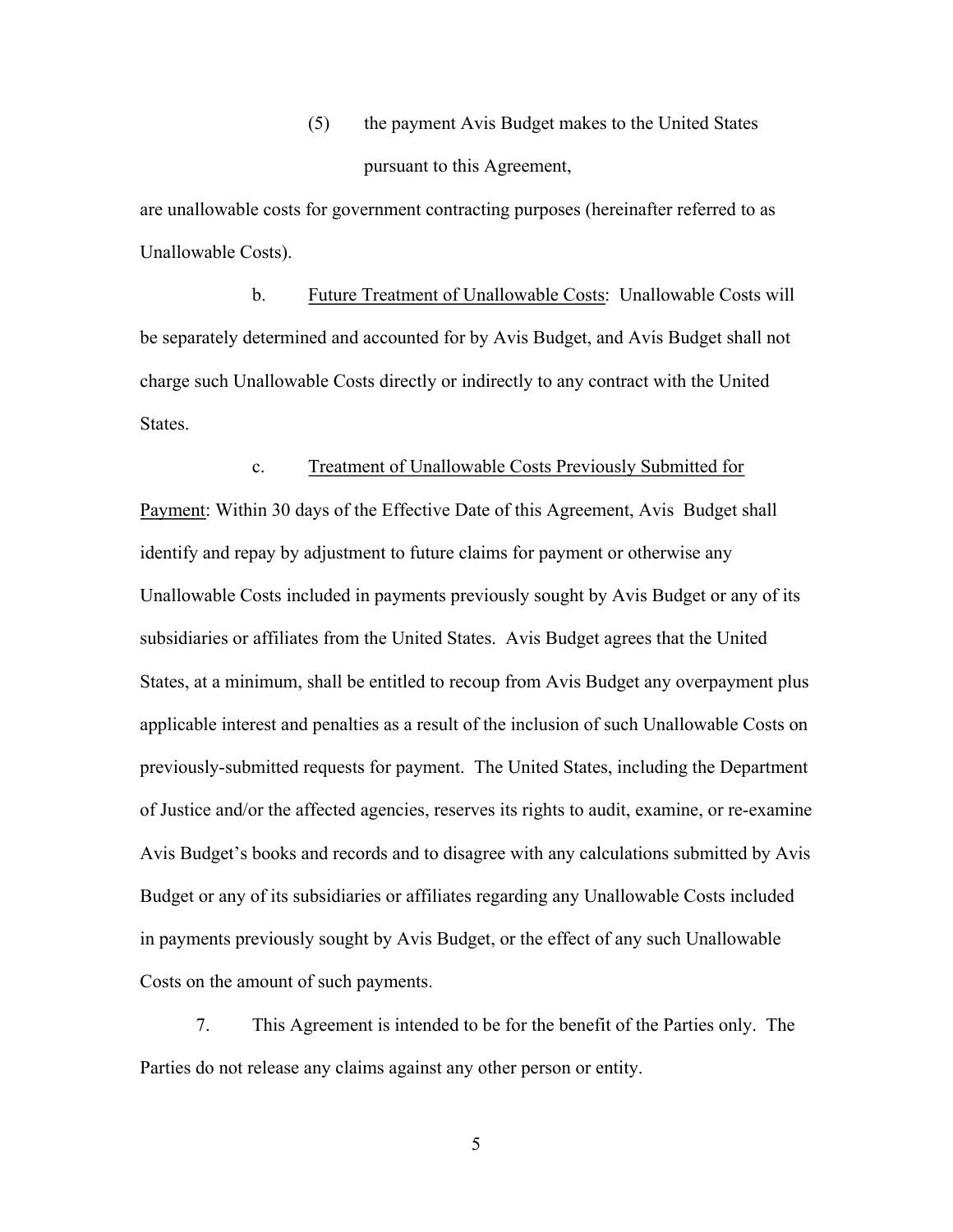(5) the payment Avis Budget makes to the United States pursuant to this Agreement,

are unallowable costs for government contracting purposes (hereinafter referred to as Unallowable Costs).

b. Future Treatment of Unallowable Costs: Unallowable Costs will be separately determined and accounted for by Avis Budget, and Avis Budget shall not charge such Unallowable Costs directly or indirectly to any contract with the United States.

c. Treatment of Unallowable Costs Previously Submitted for Payment: Within 30 days of the Effective Date of this Agreement, Avis Budget shall identify and repay by adjustment to future claims for payment or otherwise any Unallowable Costs included in payments previously sought by Avis Budget or any of its subsidiaries or affiliates from the United States. Avis Budget agrees that the United States, at a minimum, shall be entitled to recoup from Avis Budget any overpayment plus applicable interest and penalties as a result of the inclusion of such Unallowable Costs on previously-submitted requests for payment. The United States, including the Department of Justice and/or the affected agencies, reserves its rights to audit, examine, or re-examine Avis Budget's books and records and to disagree with any calculations submitted by Avis Budget or any of its subsidiaries or affiliates regarding any Unallowable Costs included in payments previously sought by Avis Budget, or the effect of any such Unallowable Costs on the amount of such payments.

7. This Agreement is intended to be for the benefit of the Parties only. The Parties do not release any claims against any other person or entity.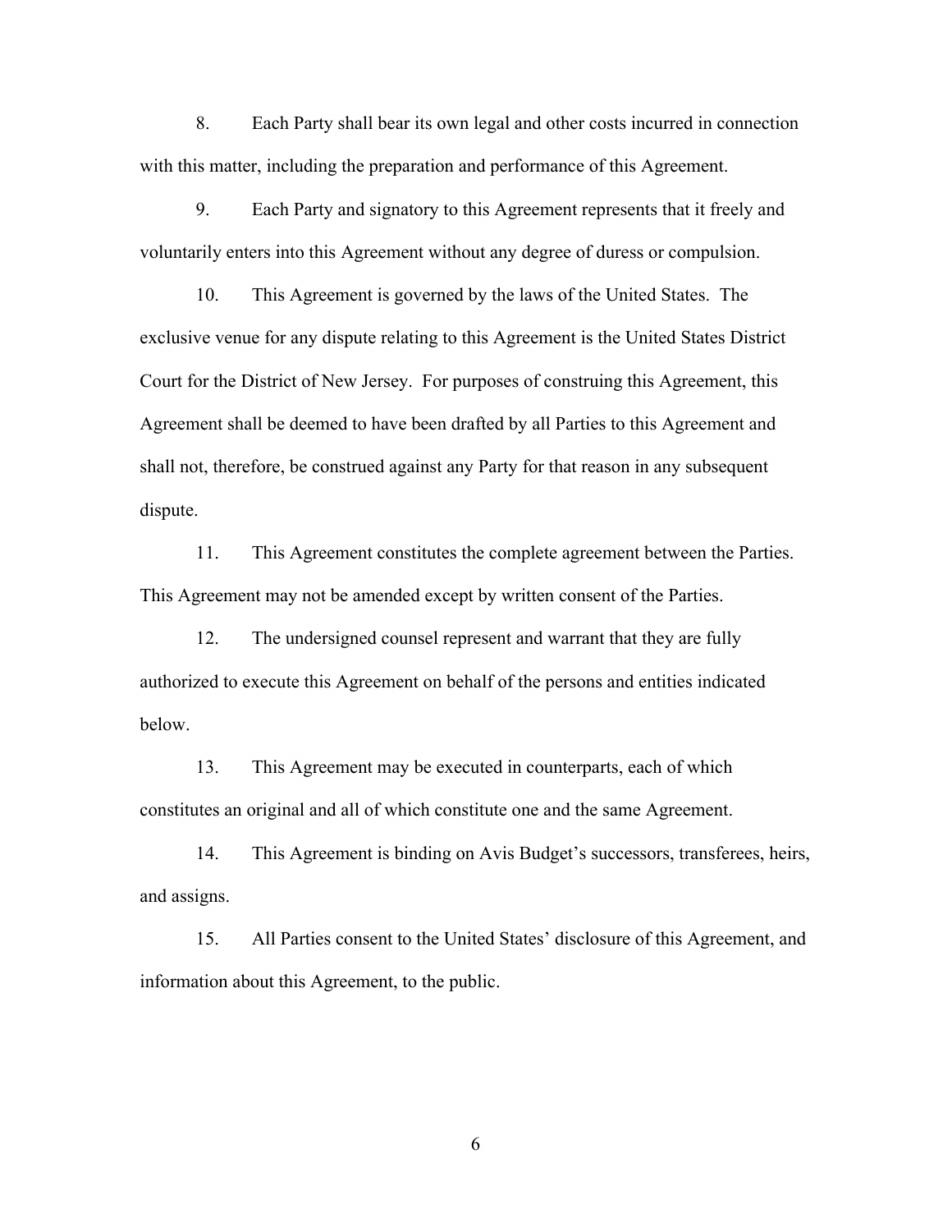8. Each Party shall bear its own legal and other costs incurred in connection with this matter, including the preparation and performance of this Agreement.

9. Each Party and signatory to this Agreement represents that it freely and voluntarily enters into this Agreement without any degree of duress or compulsion.

10. This Agreement is governed by the laws of the United States. The exclusive venue for any dispute relating to this Agreement is the United States District Court for the District of New Jersey. For purposes of construing this Agreement, this Agreement shall be deemed to have been drafted by all Parties to this Agreement and shall not, therefore, be construed against any Party for that reason in any subsequent dispute.

11. This Agreement constitutes the complete agreement between the Parties. This Agreement may not be amended except by written consent of the Parties.

12. The undersigned counsel represent and warrant that they are fully authorized to execute this Agreement on behalf of the persons and entities indicated below.

13. This Agreement may be executed in counterparts, each of which constitutes an original and all of which constitute one and the same Agreement.

14. This Agreement is binding on Avis Budget's successors, transferees, heirs, and assigns.

15. All Parties consent to the United States' disclosure of this Agreement, and information about this Agreement, to the public.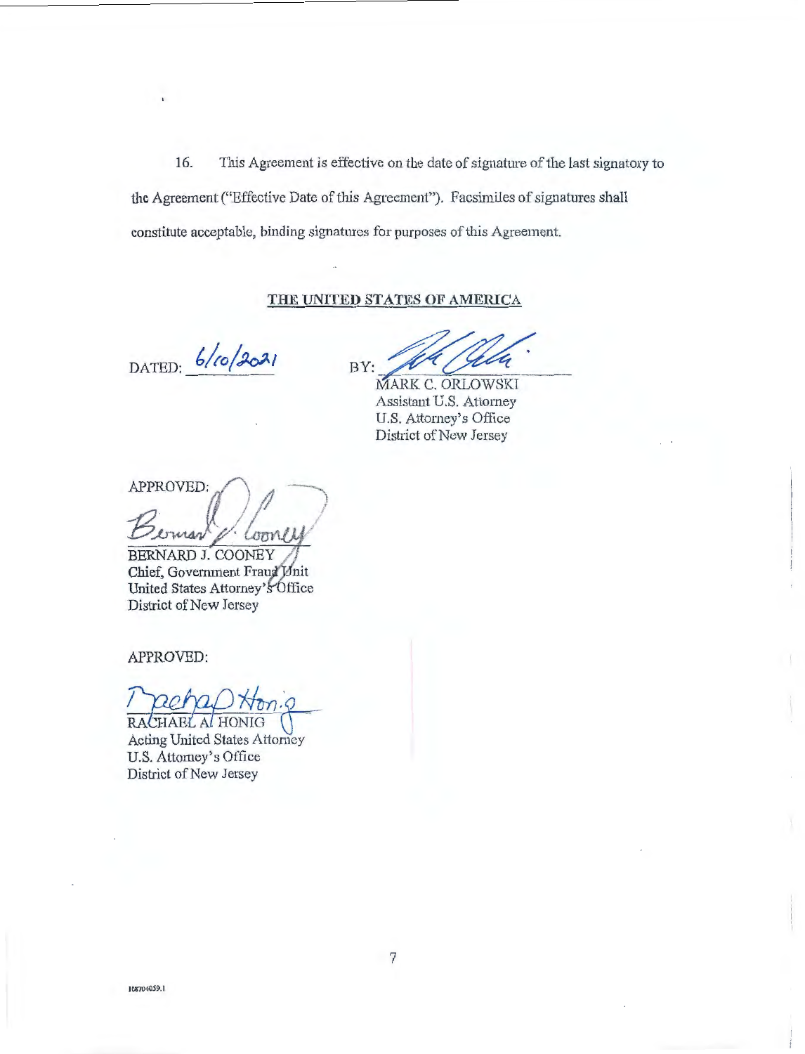16. This Agreement is effective on the date of signature of the last signatory to the Agreement ("Effective Date of this Agreement"). Facsimiles of signatures shall constitute acceptable, binding signatures for purposes of this Agreement.

**THE UNITED STATES OF AMERICA**

DATED: 6/10/2021

BY: ______________________
MARK C. ORLOWSKI
Assistant U.S. Attorney
U.S. Attorney's Office
District of New Jersey

APPROVED:

______________________
BERNARD J. COONEY
Chief, Government Fraud Unit
United States Attorney's Office
District of New Jersey

APPROVED:

______________________
RACHAEL A. HONIG
Acting United States Attorney
U.S. Attorney's Office
District of New Jersey

108704059.1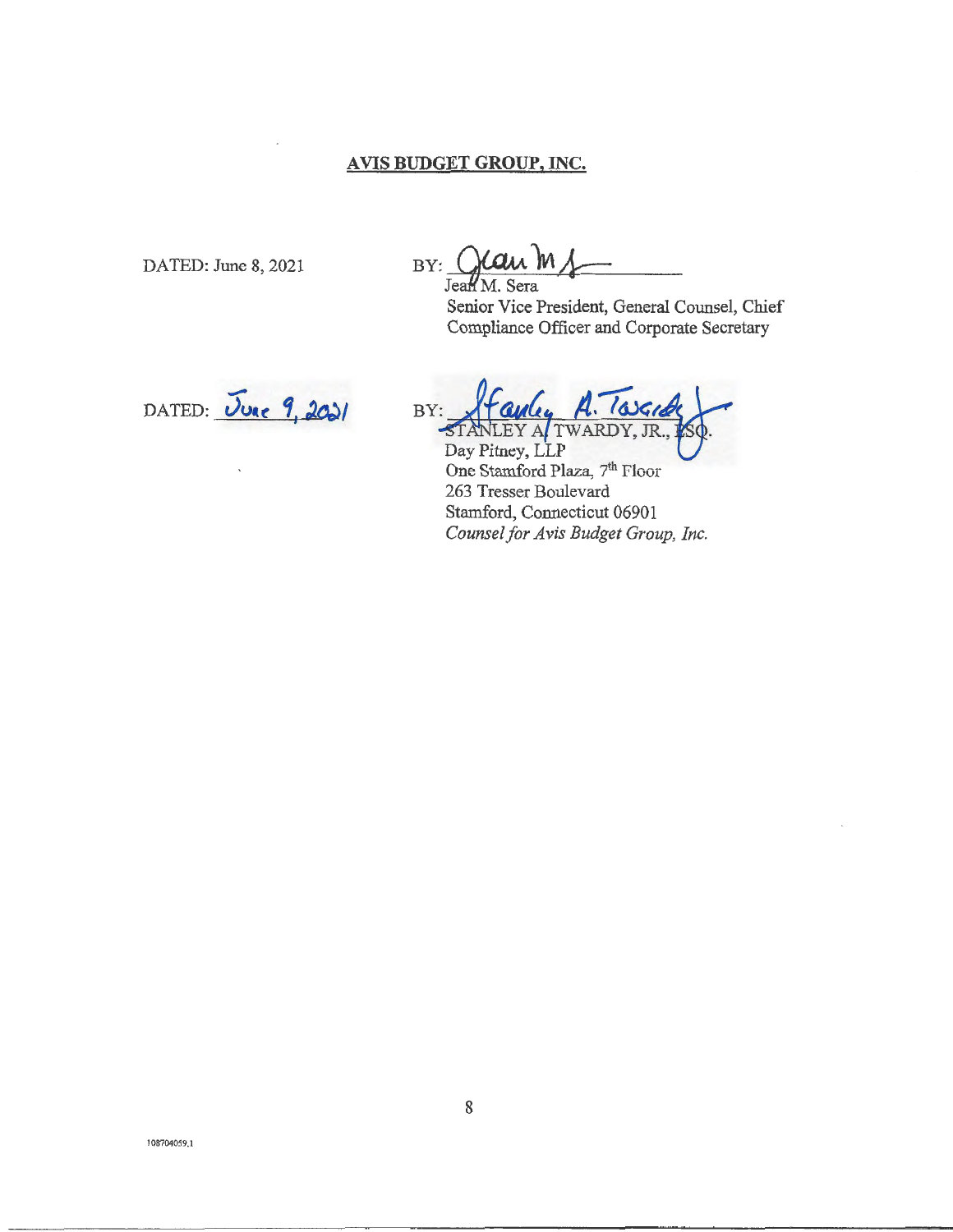**AVIS BUDGET GROUP, INC.**

DATED: June 8, 2021

BY: ______________________
Jean M. Sera
Senior Vice President, General Counsel, Chief Compliance Officer and Corporate Secretary

DATED: June 9, 2021

BY: ______________________
STANLEY A. TWARDY, JR., ESQ.
Day Pitney, LLP
One Stamford Plaza, 7th Floor
263 Tresser Boulevard
Stamford, Connecticut 06901
*Counsel for Avis Budget Group, Inc.*

108704059.1